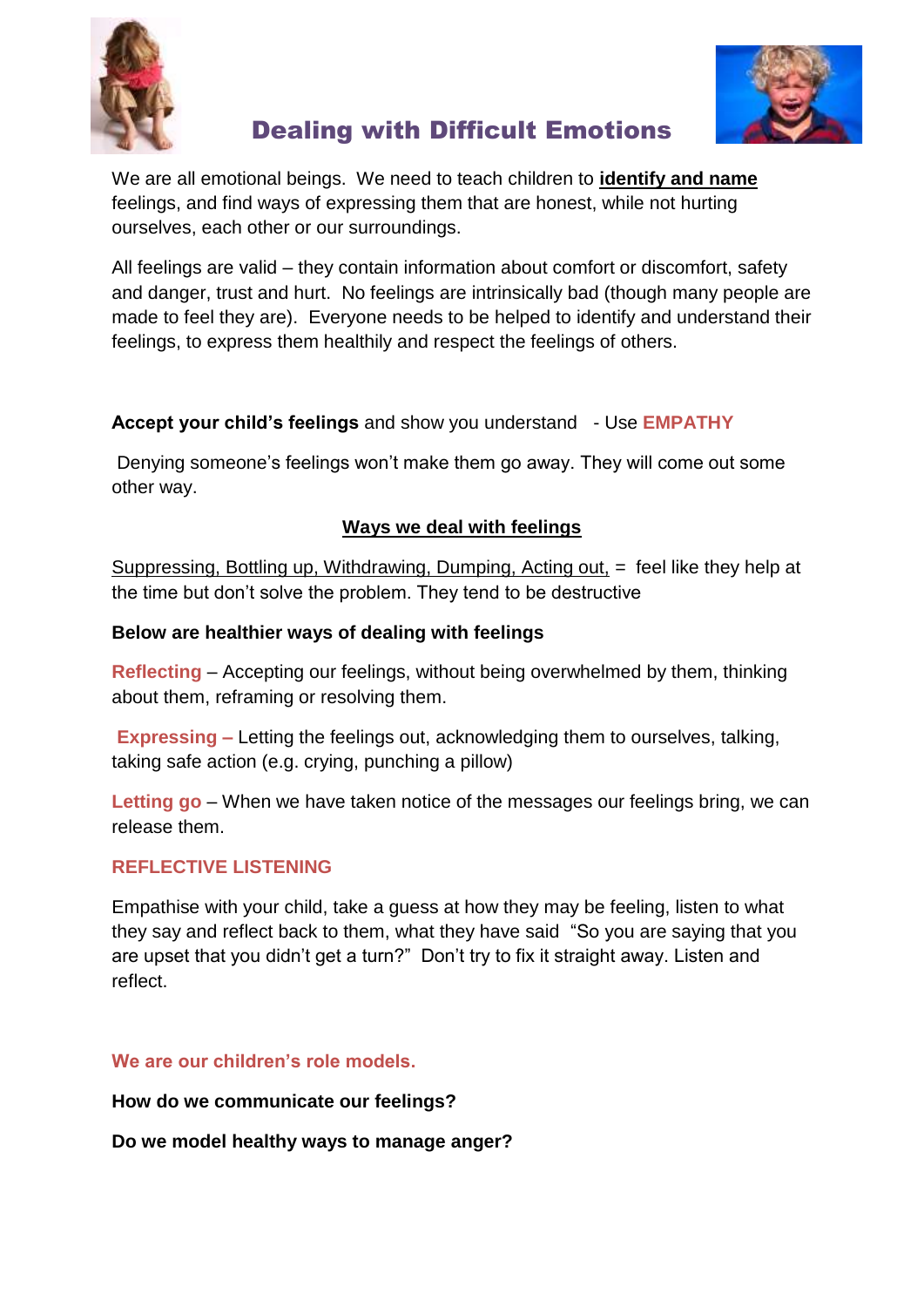# Dealing with Difficult Emotions

We are all emotional beings. We need to teach children to **identify and name** feelings, and find ways of expressing them that are honest, while not hurting ourselves, each other or our surroundings.

All feelings are valid – they contain information about comfort or discomfort, safety and danger, trust and hurt. No feelings are intrinsically bad (though many people are made to feel they are). Everyone needs to be helped to identify and understand their feelings, to express them healthily and respect the feelings of others.

**Accept your child's feelings** and show you understand - Use **EMPATHY**

Denying someone's feelings won't make them go away. They will come out some other way.

## Ways we deal with feelings

Suppressing, Bottling up, Withdrawing, Dumping, Acting out, = feel like they help at the time but don't solve the problem. They tend to be destructive

**Below are healthier ways of dealing with feelings**

**Reflecting** – Accepting our feelings, without being overwhelmed by them, thinking about them, reframing or resolving them.

**Expressing –** Letting the feelings out, acknowledging them to ourselves, talking, taking safe action (e.g. crying, punching a pillow)

**Letting go** – When we have taken notice of the messages our feelings bring, we can release them.

**REFLECTIVE LISTENING**

Empathise with your child, take a guess at how they may be feeling, listen to what they say and reflect back to them, what they have said "So you are saying that you are upset that you didn't get a turn?" Don't try to fix it straight away. Listen and reflect.

**We are our children's role models.**

**How do we communicate our feelings?**

**Do we model healthy ways to manage anger?**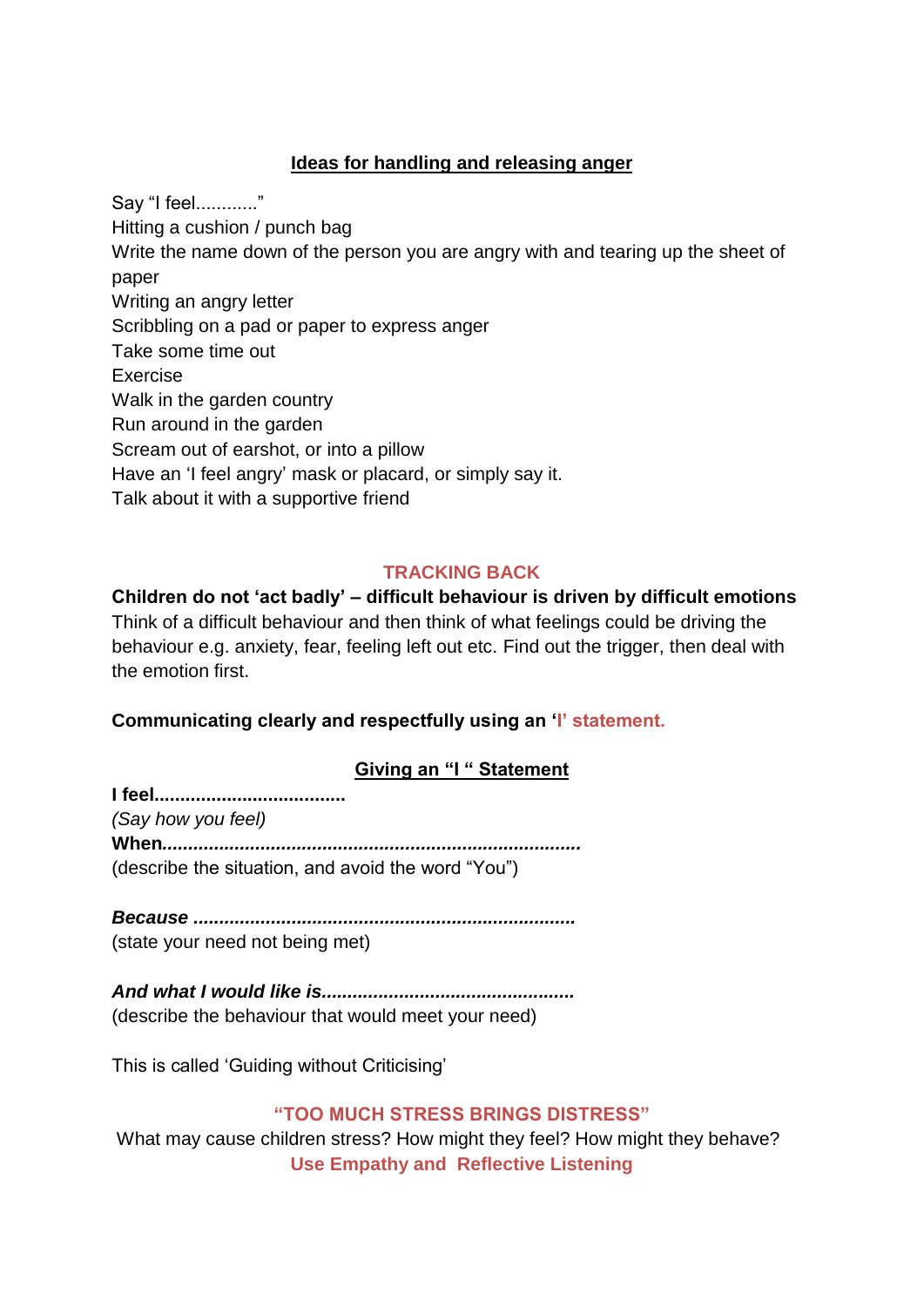## Ideas for handling and releasing anger

Say "I feel............"
Hitting a cushion / punch bag
Write the name down of the person you are angry with and tearing up the sheet of paper
Writing an angry letter
Scribbling on a pad or paper to express anger
Take some time out
Exercise
Walk in the garden country
Run around in the garden
Scream out of earshot, or into a pillow
Have an 'I feel angry' mask or placard, or simply say it.
Talk about it with a supportive friend

## TRACKING BACK

**Children do not 'act badly' – difficult behaviour is driven by difficult emotions**
Think of a difficult behaviour and then think of what feelings could be driving the behaviour e.g. anxiety, fear, feeling left out etc. Find out the trigger, then deal with the emotion first.

**Communicating clearly and respectfully using an 'I' statement.**

### Giving an "I " Statement

**I feel....................................**
*(Say how you feel)*
**When*...............................................................................***
(describe the situation, and avoid the word "You")

***Because .........................................................................***
(state your need not being met)

***And what I would like is................................................***
(describe the behaviour that would meet your need)

This is called 'Guiding without Criticising'

## "TOO MUCH STRESS BRINGS DISTRESS"

What may cause children stress? How might they feel? How might they behave?

**Use Empathy and Reflective Listening**